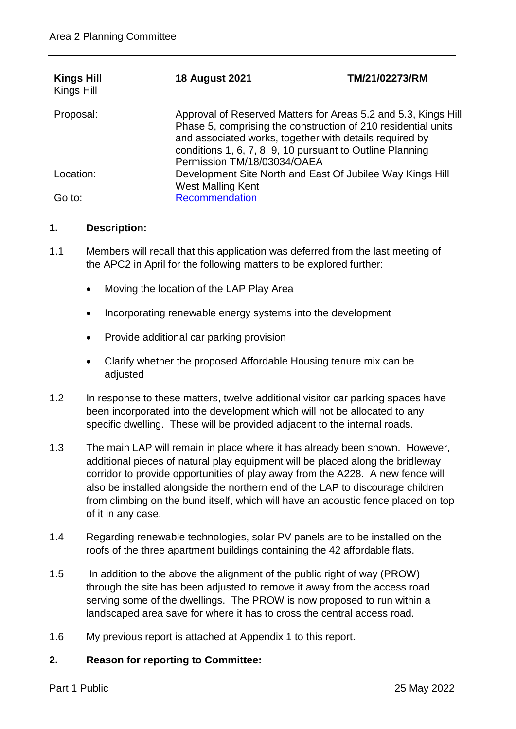| **Kings Hill** Kings Hill | **18 August 2021** | **TM/21/02273/RM** |
| --- | --- | --- |
| Proposal: | Approval of Reserved Matters for Areas 5.2 and 5.3, Kings Hill Phase 5, comprising the construction of 210 residential units and associated works, together with details required by conditions 1, 6, 7, 8, 9, 10 pursuant to Outline Planning Permission TM/18/03034/OAEA | |
| Location: | Development Site North and East Of Jubilee Way Kings Hill West Malling Kent | |
| Go to: | Recommendation | |

## 1. Description:

1.1 Members will recall that this application was deferred from the last meeting of the APC2 in April for the following matters to be explored further:

- Moving the location of the LAP Play Area
- Incorporating renewable energy systems into the development
- Provide additional car parking provision
- Clarify whether the proposed Affordable Housing tenure mix can be adjusted

1.2 In response to these matters, twelve additional visitor car parking spaces have been incorporated into the development which will not be allocated to any specific dwelling. These will be provided adjacent to the internal roads.

1.3 The main LAP will remain in place where it has already been shown. However, additional pieces of natural play equipment will be placed along the bridleway corridor to provide opportunities of play away from the A228. A new fence will also be installed alongside the northern end of the LAP to discourage children from climbing on the bund itself, which will have an acoustic fence placed on top of it in any case.

1.4 Regarding renewable technologies, solar PV panels are to be installed on the roofs of the three apartment buildings containing the 42 affordable flats.

1.5 In addition to the above the alignment of the public right of way (PROW) through the site has been adjusted to remove it away from the access road serving some of the dwellings. The PROW is now proposed to run within a landscaped area save for where it has to cross the central access road.

1.6 My previous report is attached at Appendix 1 to this report.

## 2. Reason for reporting to Committee: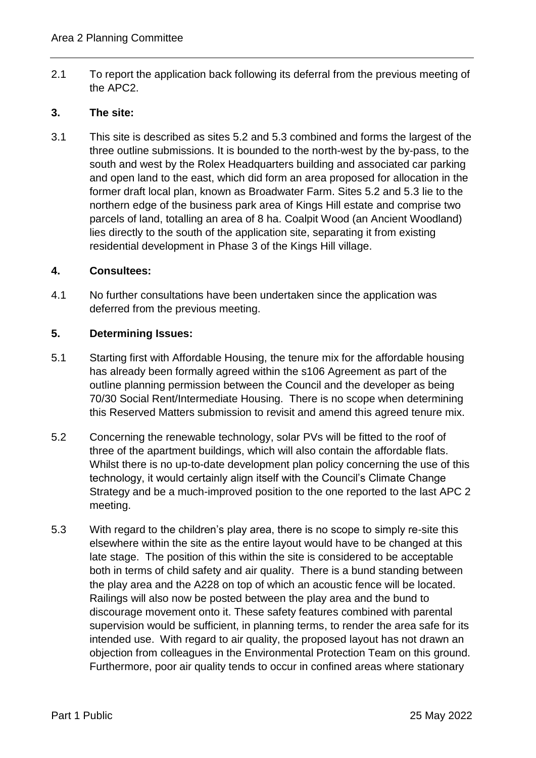2.1 To report the application back following its deferral from the previous meeting of the APC2.

## 3. The site:

3.1 This site is described as sites 5.2 and 5.3 combined and forms the largest of the three outline submissions. It is bounded to the north-west by the by-pass, to the south and west by the Rolex Headquarters building and associated car parking and open land to the east, which did form an area proposed for allocation in the former draft local plan, known as Broadwater Farm. Sites 5.2 and 5.3 lie to the northern edge of the business park area of Kings Hill estate and comprise two parcels of land, totalling an area of 8 ha. Coalpit Wood (an Ancient Woodland) lies directly to the south of the application site, separating it from existing residential development in Phase 3 of the Kings Hill village.

## 4. Consultees:

4.1 No further consultations have been undertaken since the application was deferred from the previous meeting.

## 5. Determining Issues:

5.1 Starting first with Affordable Housing, the tenure mix for the affordable housing has already been formally agreed within the s106 Agreement as part of the outline planning permission between the Council and the developer as being 70/30 Social Rent/Intermediate Housing. There is no scope when determining this Reserved Matters submission to revisit and amend this agreed tenure mix.

5.2 Concerning the renewable technology, solar PVs will be fitted to the roof of three of the apartment buildings, which will also contain the affordable flats. Whilst there is no up-to-date development plan policy concerning the use of this technology, it would certainly align itself with the Council's Climate Change Strategy and be a much-improved position to the one reported to the last APC 2 meeting.

5.3 With regard to the children's play area, there is no scope to simply re-site this elsewhere within the site as the entire layout would have to be changed at this late stage. The position of this within the site is considered to be acceptable both in terms of child safety and air quality. There is a bund standing between the play area and the A228 on top of which an acoustic fence will be located. Railings will also now be posted between the play area and the bund to discourage movement onto it. These safety features combined with parental supervision would be sufficient, in planning terms, to render the area safe for its intended use. With regard to air quality, the proposed layout has not drawn an objection from colleagues in the Environmental Protection Team on this ground. Furthermore, poor air quality tends to occur in confined areas where stationary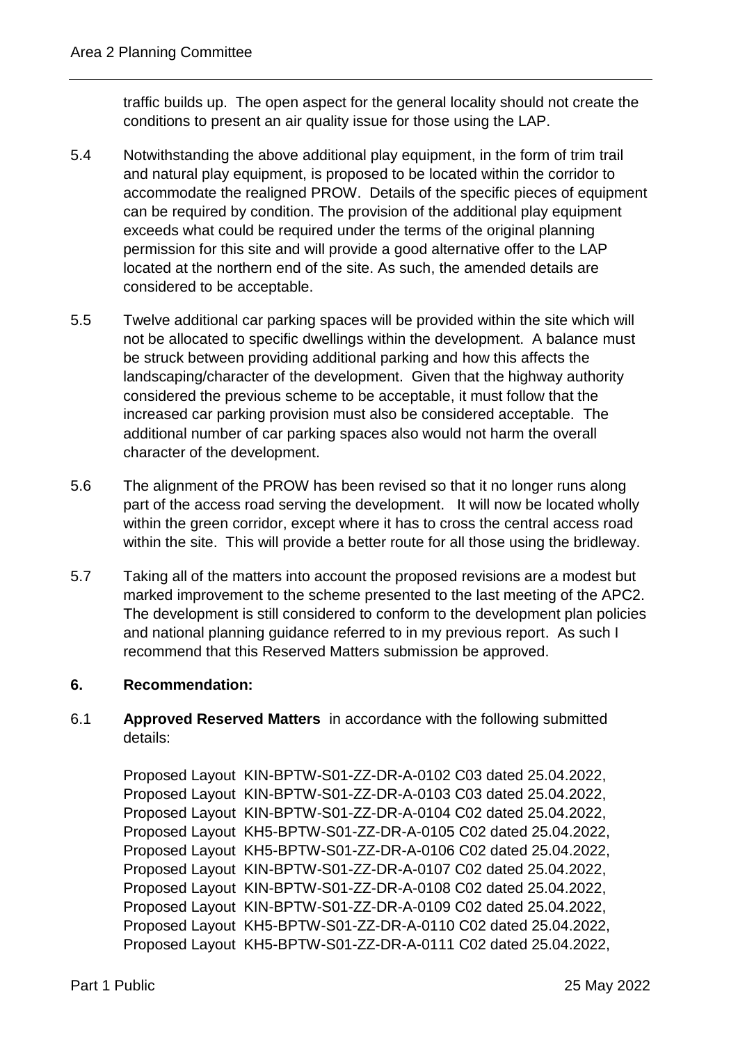traffic builds up. The open aspect for the general locality should not create the conditions to present an air quality issue for those using the LAP.

5.4 Notwithstanding the above additional play equipment, in the form of trim trail and natural play equipment, is proposed to be located within the corridor to accommodate the realigned PROW. Details of the specific pieces of equipment can be required by condition. The provision of the additional play equipment exceeds what could be required under the terms of the original planning permission for this site and will provide a good alternative offer to the LAP located at the northern end of the site. As such, the amended details are considered to be acceptable.

5.5 Twelve additional car parking spaces will be provided within the site which will not be allocated to specific dwellings within the development. A balance must be struck between providing additional parking and how this affects the landscaping/character of the development. Given that the highway authority considered the previous scheme to be acceptable, it must follow that the increased car parking provision must also be considered acceptable. The additional number of car parking spaces also would not harm the overall character of the development.

5.6 The alignment of the PROW has been revised so that it no longer runs along part of the access road serving the development. It will now be located wholly within the green corridor, except where it has to cross the central access road within the site. This will provide a better route for all those using the bridleway.

5.7 Taking all of the matters into account the proposed revisions are a modest but marked improvement to the scheme presented to the last meeting of the APC2. The development is still considered to conform to the development plan policies and national planning guidance referred to in my previous report. As such I recommend that this Reserved Matters submission be approved.

## 6. Recommendation:

6.1 **Approved Reserved Matters** in accordance with the following submitted details:

Proposed Layout KIN-BPTW-S01-ZZ-DR-A-0102 C03 dated 25.04.2022,
Proposed Layout KIN-BPTW-S01-ZZ-DR-A-0103 C03 dated 25.04.2022,
Proposed Layout KIN-BPTW-S01-ZZ-DR-A-0104 C02 dated 25.04.2022,
Proposed Layout KH5-BPTW-S01-ZZ-DR-A-0105 C02 dated 25.04.2022,
Proposed Layout KH5-BPTW-S01-ZZ-DR-A-0106 C02 dated 25.04.2022,
Proposed Layout KIN-BPTW-S01-ZZ-DR-A-0107 C02 dated 25.04.2022,
Proposed Layout KIN-BPTW-S01-ZZ-DR-A-0108 C02 dated 25.04.2022,
Proposed Layout KIN-BPTW-S01-ZZ-DR-A-0109 C02 dated 25.04.2022,
Proposed Layout KH5-BPTW-S01-ZZ-DR-A-0110 C02 dated 25.04.2022,
Proposed Layout KH5-BPTW-S01-ZZ-DR-A-0111 C02 dated 25.04.2022,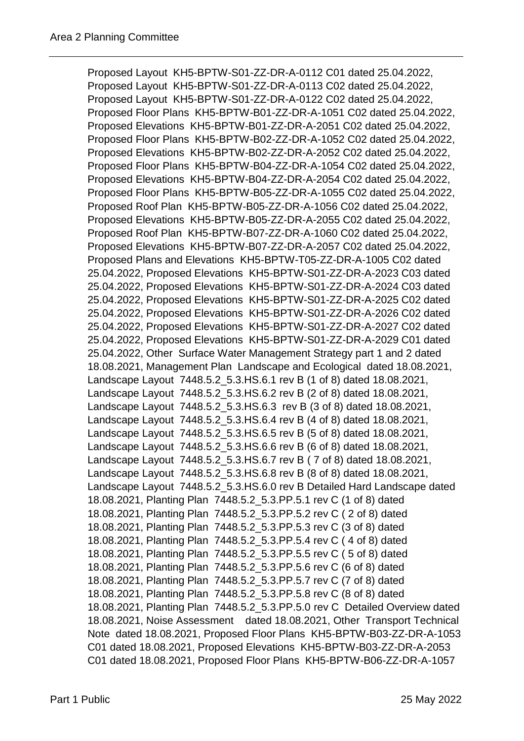Proposed Layout  KH5-BPTW-S01-ZZ-DR-A-0112 C01 dated 25.04.2022, Proposed Layout  KH5-BPTW-S01-ZZ-DR-A-0113 C02 dated 25.04.2022, Proposed Layout  KH5-BPTW-S01-ZZ-DR-A-0122 C02 dated 25.04.2022, Proposed Floor Plans  KH5-BPTW-B01-ZZ-DR-A-1051 C02 dated 25.04.2022, Proposed Elevations  KH5-BPTW-B01-ZZ-DR-A-2051 C02 dated 25.04.2022, Proposed Floor Plans  KH5-BPTW-B02-ZZ-DR-A-1052 C02 dated 25.04.2022, Proposed Elevations  KH5-BPTW-B02-ZZ-DR-A-2052 C02 dated 25.04.2022, Proposed Floor Plans  KH5-BPTW-B04-ZZ-DR-A-1054 C02 dated 25.04.2022, Proposed Elevations  KH5-BPTW-B04-ZZ-DR-A-2054 C02 dated 25.04.2022, Proposed Floor Plans  KH5-BPTW-B05-ZZ-DR-A-1055 C02 dated 25.04.2022, Proposed Roof Plan  KH5-BPTW-B05-ZZ-DR-A-1056 C02 dated 25.04.2022, Proposed Elevations  KH5-BPTW-B05-ZZ-DR-A-2055 C02 dated 25.04.2022, Proposed Roof Plan  KH5-BPTW-B07-ZZ-DR-A-1060 C02 dated 25.04.2022, Proposed Elevations  KH5-BPTW-B07-ZZ-DR-A-2057 C02 dated 25.04.2022, Proposed Plans and Elevations  KH5-BPTW-T05-ZZ-DR-A-1005 C02 dated 25.04.2022, Proposed Elevations  KH5-BPTW-S01-ZZ-DR-A-2023 C03 dated 25.04.2022, Proposed Elevations  KH5-BPTW-S01-ZZ-DR-A-2024 C03 dated 25.04.2022, Proposed Elevations  KH5-BPTW-S01-ZZ-DR-A-2025 C02 dated 25.04.2022, Proposed Elevations  KH5-BPTW-S01-ZZ-DR-A-2026 C02 dated 25.04.2022, Proposed Elevations  KH5-BPTW-S01-ZZ-DR-A-2027 C02 dated 25.04.2022, Proposed Elevations  KH5-BPTW-S01-ZZ-DR-A-2029 C01 dated 25.04.2022, Other  Surface Water Management Strategy part 1 and 2 dated 18.08.2021, Management Plan  Landscape and Ecological  dated 18.08.2021, Landscape Layout  7448.5.2_5.3.HS.6.1 rev B (1 of 8) dated 18.08.2021, Landscape Layout  7448.5.2_5.3.HS.6.2 rev B (2 of 8) dated 18.08.2021, Landscape Layout  7448.5.2_5.3.HS.6.3  rev B (3 of 8) dated 18.08.2021, Landscape Layout  7448.5.2_5.3.HS.6.4 rev B (4 of 8) dated 18.08.2021, Landscape Layout  7448.5.2_5.3.HS.6.5 rev B (5 of 8) dated 18.08.2021, Landscape Layout  7448.5.2_5.3.HS.6.6 rev B (6 of 8) dated 18.08.2021, Landscape Layout  7448.5.2_5.3.HS.6.7 rev B ( 7 of 8) dated 18.08.2021, Landscape Layout  7448.5.2_5.3.HS.6.8 rev B (8 of 8) dated 18.08.2021, Landscape Layout  7448.5.2_5.3.HS.6.0 rev B Detailed Hard Landscape dated 18.08.2021, Planting Plan  7448.5.2_5.3.PP.5.1 rev C (1 of 8) dated 18.08.2021, Planting Plan  7448.5.2_5.3.PP.5.2 rev C ( 2 of 8) dated 18.08.2021, Planting Plan  7448.5.2_5.3.PP.5.3 rev C (3 of 8) dated 18.08.2021, Planting Plan  7448.5.2_5.3.PP.5.4 rev C ( 4 of 8) dated 18.08.2021, Planting Plan  7448.5.2_5.3.PP.5.5 rev C ( 5 of 8) dated 18.08.2021, Planting Plan  7448.5.2_5.3.PP.5.6 rev C (6 of 8) dated 18.08.2021, Planting Plan  7448.5.2_5.3.PP.5.7 rev C (7 of 8) dated 18.08.2021, Planting Plan  7448.5.2_5.3.PP.5.8 rev C (8 of 8) dated 18.08.2021, Planting Plan  7448.5.2_5.3.PP.5.0 rev C  Detailed Overview dated 18.08.2021, Noise Assessment    dated 18.08.2021, Other  Transport Technical Note  dated 18.08.2021, Proposed Floor Plans  KH5-BPTW-B03-ZZ-DR-A-1053 C01 dated 18.08.2021, Proposed Elevations  KH5-BPTW-B03-ZZ-DR-A-2053 C01 dated 18.08.2021, Proposed Floor Plans  KH5-BPTW-B06-ZZ-DR-A-1057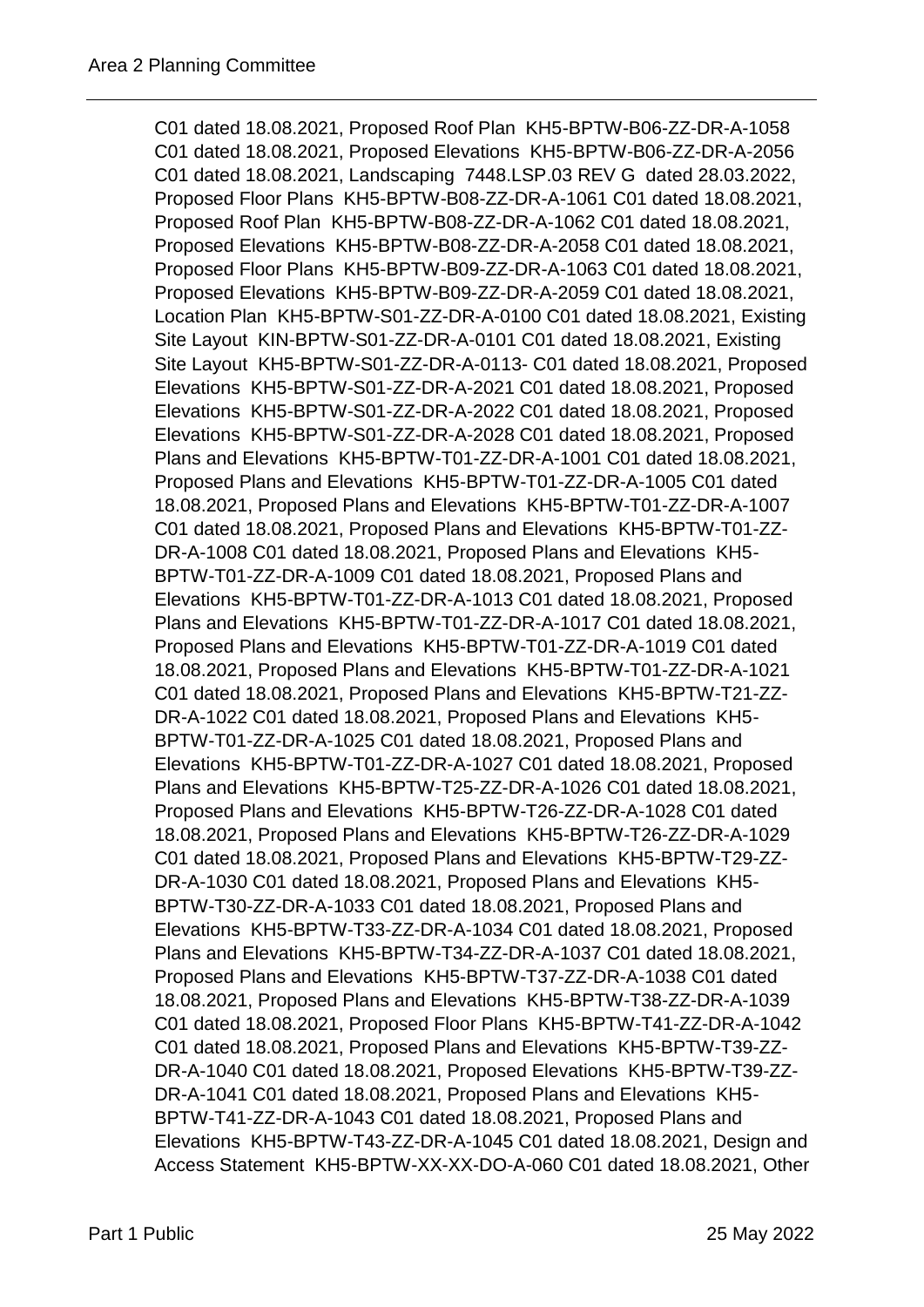C01 dated 18.08.2021, Proposed Roof Plan KH5-BPTW-B06-ZZ-DR-A-1058 C01 dated 18.08.2021, Proposed Elevations KH5-BPTW-B06-ZZ-DR-A-2056 C01 dated 18.08.2021, Landscaping 7448.LSP.03 REV G dated 28.03.2022, Proposed Floor Plans KH5-BPTW-B08-ZZ-DR-A-1061 C01 dated 18.08.2021, Proposed Roof Plan KH5-BPTW-B08-ZZ-DR-A-1062 C01 dated 18.08.2021, Proposed Elevations KH5-BPTW-B08-ZZ-DR-A-2058 C01 dated 18.08.2021, Proposed Floor Plans KH5-BPTW-B09-ZZ-DR-A-1063 C01 dated 18.08.2021, Proposed Elevations KH5-BPTW-B09-ZZ-DR-A-2059 C01 dated 18.08.2021, Location Plan KH5-BPTW-S01-ZZ-DR-A-0100 C01 dated 18.08.2021, Existing Site Layout KIN-BPTW-S01-ZZ-DR-A-0101 C01 dated 18.08.2021, Existing Site Layout KH5-BPTW-S01-ZZ-DR-A-0113- C01 dated 18.08.2021, Proposed Elevations KH5-BPTW-S01-ZZ-DR-A-2021 C01 dated 18.08.2021, Proposed Elevations KH5-BPTW-S01-ZZ-DR-A-2022 C01 dated 18.08.2021, Proposed Elevations KH5-BPTW-S01-ZZ-DR-A-2028 C01 dated 18.08.2021, Proposed Plans and Elevations KH5-BPTW-T01-ZZ-DR-A-1001 C01 dated 18.08.2021, Proposed Plans and Elevations KH5-BPTW-T01-ZZ-DR-A-1005 C01 dated 18.08.2021, Proposed Plans and Elevations KH5-BPTW-T01-ZZ-DR-A-1007 C01 dated 18.08.2021, Proposed Plans and Elevations KH5-BPTW-T01-ZZ-DR-A-1008 C01 dated 18.08.2021, Proposed Plans and Elevations KH5-BPTW-T01-ZZ-DR-A-1009 C01 dated 18.08.2021, Proposed Plans and Elevations KH5-BPTW-T01-ZZ-DR-A-1013 C01 dated 18.08.2021, Proposed Plans and Elevations KH5-BPTW-T01-ZZ-DR-A-1017 C01 dated 18.08.2021, Proposed Plans and Elevations KH5-BPTW-T01-ZZ-DR-A-1019 C01 dated 18.08.2021, Proposed Plans and Elevations KH5-BPTW-T01-ZZ-DR-A-1021 C01 dated 18.08.2021, Proposed Plans and Elevations KH5-BPTW-T21-ZZ-DR-A-1022 C01 dated 18.08.2021, Proposed Plans and Elevations KH5-BPTW-T01-ZZ-DR-A-1025 C01 dated 18.08.2021, Proposed Plans and Elevations KH5-BPTW-T01-ZZ-DR-A-1027 C01 dated 18.08.2021, Proposed Plans and Elevations KH5-BPTW-T25-ZZ-DR-A-1026 C01 dated 18.08.2021, Proposed Plans and Elevations KH5-BPTW-T26-ZZ-DR-A-1028 C01 dated 18.08.2021, Proposed Plans and Elevations KH5-BPTW-T26-ZZ-DR-A-1029 C01 dated 18.08.2021, Proposed Plans and Elevations KH5-BPTW-T29-ZZ-DR-A-1030 C01 dated 18.08.2021, Proposed Plans and Elevations KH5-BPTW-T30-ZZ-DR-A-1033 C01 dated 18.08.2021, Proposed Plans and Elevations KH5-BPTW-T33-ZZ-DR-A-1034 C01 dated 18.08.2021, Proposed Plans and Elevations KH5-BPTW-T34-ZZ-DR-A-1037 C01 dated 18.08.2021, Proposed Plans and Elevations KH5-BPTW-T37-ZZ-DR-A-1038 C01 dated 18.08.2021, Proposed Plans and Elevations KH5-BPTW-T38-ZZ-DR-A-1039 C01 dated 18.08.2021, Proposed Floor Plans KH5-BPTW-T41-ZZ-DR-A-1042 C01 dated 18.08.2021, Proposed Plans and Elevations KH5-BPTW-T39-ZZ-DR-A-1040 C01 dated 18.08.2021, Proposed Elevations KH5-BPTW-T39-ZZ-DR-A-1041 C01 dated 18.08.2021, Proposed Plans and Elevations KH5-BPTW-T41-ZZ-DR-A-1043 C01 dated 18.08.2021, Proposed Plans and Elevations KH5-BPTW-T43-ZZ-DR-A-1045 C01 dated 18.08.2021, Design and Access Statement KH5-BPTW-XX-XX-DO-A-060 C01 dated 18.08.2021, Other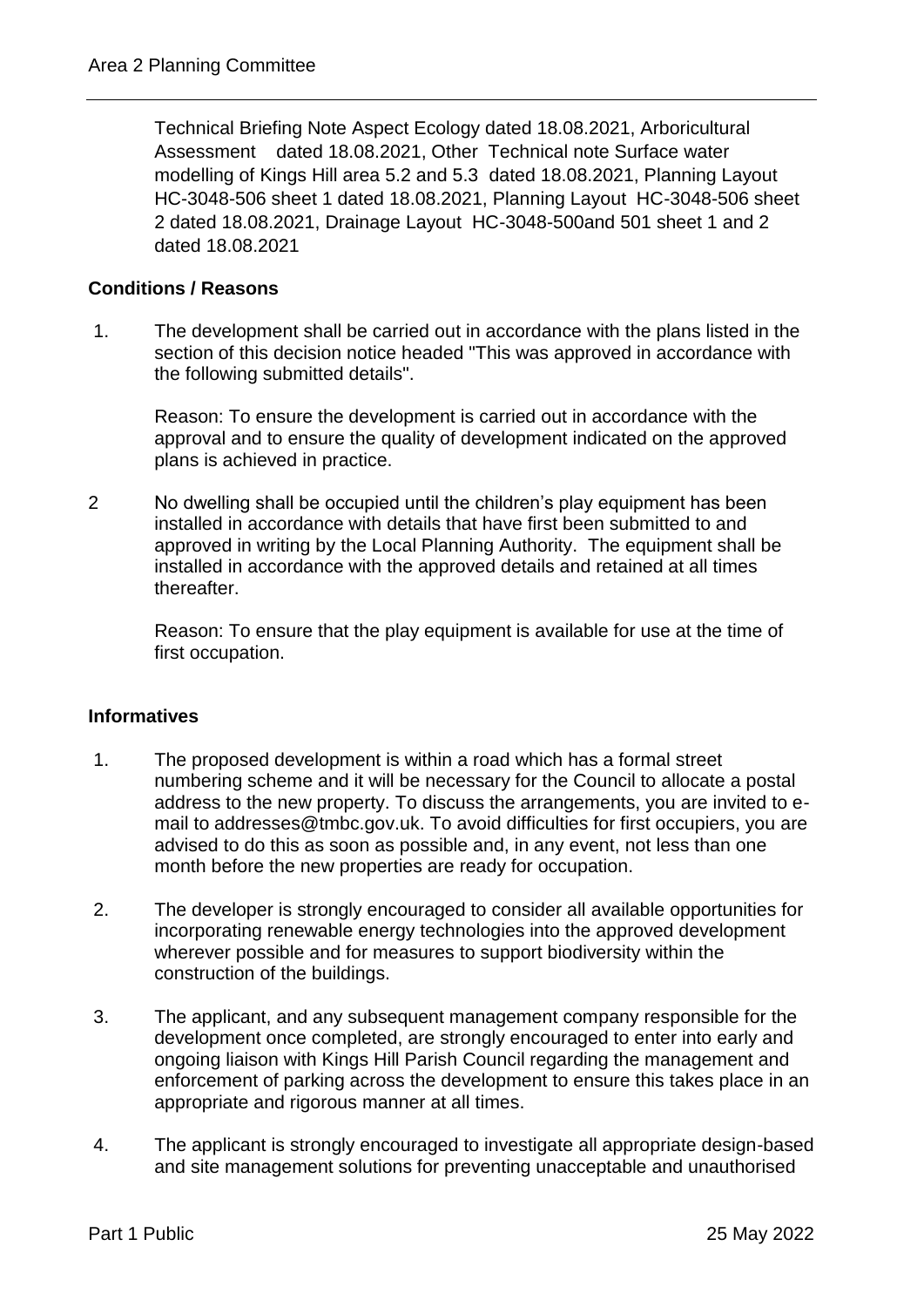Technical Briefing Note Aspect Ecology dated 18.08.2021, Arboricultural Assessment dated 18.08.2021, Other Technical note Surface water modelling of Kings Hill area 5.2 and 5.3 dated 18.08.2021, Planning Layout HC-3048-506 sheet 1 dated 18.08.2021, Planning Layout HC-3048-506 sheet 2 dated 18.08.2021, Drainage Layout HC-3048-500and 501 sheet 1 and 2 dated 18.08.2021

**Conditions / Reasons**

1. The development shall be carried out in accordance with the plans listed in the section of this decision notice headed "This was approved in accordance with the following submitted details".

   Reason: To ensure the development is carried out in accordance with the approval and to ensure the quality of development indicated on the approved plans is achieved in practice.

2. No dwelling shall be occupied until the children's play equipment has been installed in accordance with details that have first been submitted to and approved in writing by the Local Planning Authority. The equipment shall be installed in accordance with the approved details and retained at all times thereafter.

   Reason: To ensure that the play equipment is available for use at the time of first occupation.

**Informatives**

1. The proposed development is within a road which has a formal street numbering scheme and it will be necessary for the Council to allocate a postal address to the new property. To discuss the arrangements, you are invited to e-mail to addresses@tmbc.gov.uk. To avoid difficulties for first occupiers, you are advised to do this as soon as possible and, in any event, not less than one month before the new properties are ready for occupation.

2. The developer is strongly encouraged to consider all available opportunities for incorporating renewable energy technologies into the approved development wherever possible and for measures to support biodiversity within the construction of the buildings.

3. The applicant, and any subsequent management company responsible for the development once completed, are strongly encouraged to enter into early and ongoing liaison with Kings Hill Parish Council regarding the management and enforcement of parking across the development to ensure this takes place in an appropriate and rigorous manner at all times.

4. The applicant is strongly encouraged to investigate all appropriate design-based and site management solutions for preventing unacceptable and unauthorised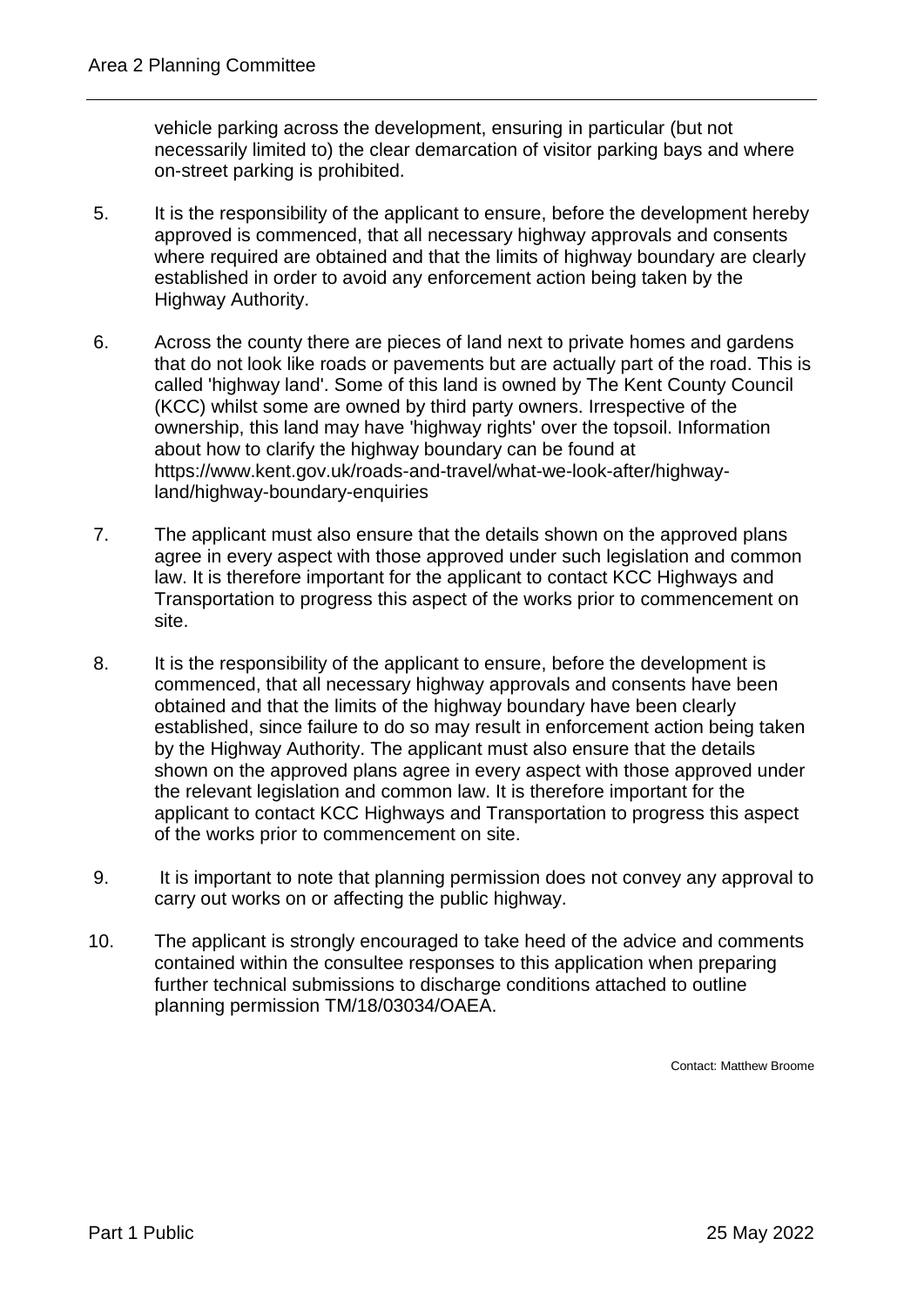vehicle parking across the development, ensuring in particular (but not necessarily limited to) the clear demarcation of visitor parking bays and where on-street parking is prohibited.

5. It is the responsibility of the applicant to ensure, before the development hereby approved is commenced, that all necessary highway approvals and consents where required are obtained and that the limits of highway boundary are clearly established in order to avoid any enforcement action being taken by the Highway Authority.

6. Across the county there are pieces of land next to private homes and gardens that do not look like roads or pavements but are actually part of the road. This is called 'highway land'. Some of this land is owned by The Kent County Council (KCC) whilst some are owned by third party owners. Irrespective of the ownership, this land may have 'highway rights' over the topsoil. Information about how to clarify the highway boundary can be found at https://www.kent.gov.uk/roads-and-travel/what-we-look-after/highway-land/highway-boundary-enquiries

7. The applicant must also ensure that the details shown on the approved plans agree in every aspect with those approved under such legislation and common law. It is therefore important for the applicant to contact KCC Highways and Transportation to progress this aspect of the works prior to commencement on site.

8. It is the responsibility of the applicant to ensure, before the development is commenced, that all necessary highway approvals and consents have been obtained and that the limits of the highway boundary have been clearly established, since failure to do so may result in enforcement action being taken by the Highway Authority. The applicant must also ensure that the details shown on the approved plans agree in every aspect with those approved under the relevant legislation and common law. It is therefore important for the applicant to contact KCC Highways and Transportation to progress this aspect of the works prior to commencement on site.

9. It is important to note that planning permission does not convey any approval to carry out works on or affecting the public highway.

10. The applicant is strongly encouraged to take heed of the advice and comments contained within the consultee responses to this application when preparing further technical submissions to discharge conditions attached to outline planning permission TM/18/03034/OAEA.

Contact: Matthew Broome